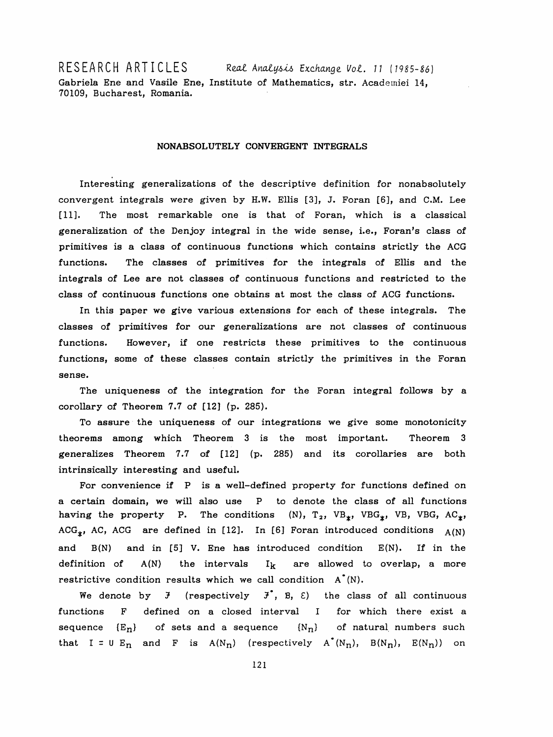RESEARCH ARTICLES

Gabriela Ene and Vasile Ene, Institute of Mathematics, str. Academiei 14, 70109, Bucharest, Romania.

## NONABSOLUTELY CONVERGENT INTEGRALS

Interesting generalizations of the descriptive definition for nonabsolutely convergent integrals were given by H.W. Ellis [3], J. Foran [6], and C.M. Lee [11]. The most remarkable one is that of Foran, which is a classical generalization of the Denjoy integral in the wide sense, i.e., Foran's class of primitives is a class of continuous functions which contains strictly the ACG functions. The classes of primitives for the integrals of Ellis and the integrals of Lee are not classes of continuous functions and restricted to the class of continuous functions one obtains at most the class of ACG functions.

In this paper we give various extensions for each of these integrals. The classes of primitives for our generalizations are not classes of continuous functions. However, if one restricts these primitives to the continuous functions, some of these classes contain strictly the primitives in the Foran sense.

The uniqueness of the integration for the Foran integral follows by a corollary of Theorem 7.7 of [12] (p. 285).

To assure the uniqueness of our integrations we give some monotonicity theorems among which Theorem 3 is the most important. Theorem 3 generalizes Theorem 7.7 of [12] (p. 285) and its corollaries are both intrinsically interesting and useful.

For convenience if P is a well-defined property for functions defined on a certain domain, we will also use P to denote the class of all functions having the property P. The conditions (N), $T_2$, $VB_*$, $VBG_*$, VB, VBG, $AC_*$, $ACG_*$, AC, ACG are defined in [12]. In [6] Foran introduced conditions $A(N)$ and $B(N)$ and in [5] V. Ene has introduced condition $E(N)$. If in the definition of $A(N)$ the intervals $I_k$ are allowed to overlap, a more restrictive condition results which we call condition $A^*(N)$.

We denote by $\mathcal{F}$ (respectively $\mathcal{F}^*$, $\mathcal{B}$, $\mathcal{E}$) the class of all continuous functions $F$ defined on a closed interval $I$ for which there exist a sequence $\{E_n\}$ of sets and a sequence $\{N_n\}$ of natural numbers such that $I = \cup E_n$ and $F$ is $A(N_n)$ (respectively $A^*(N_n)$, $B(N_n)$, $E(N_n)$) on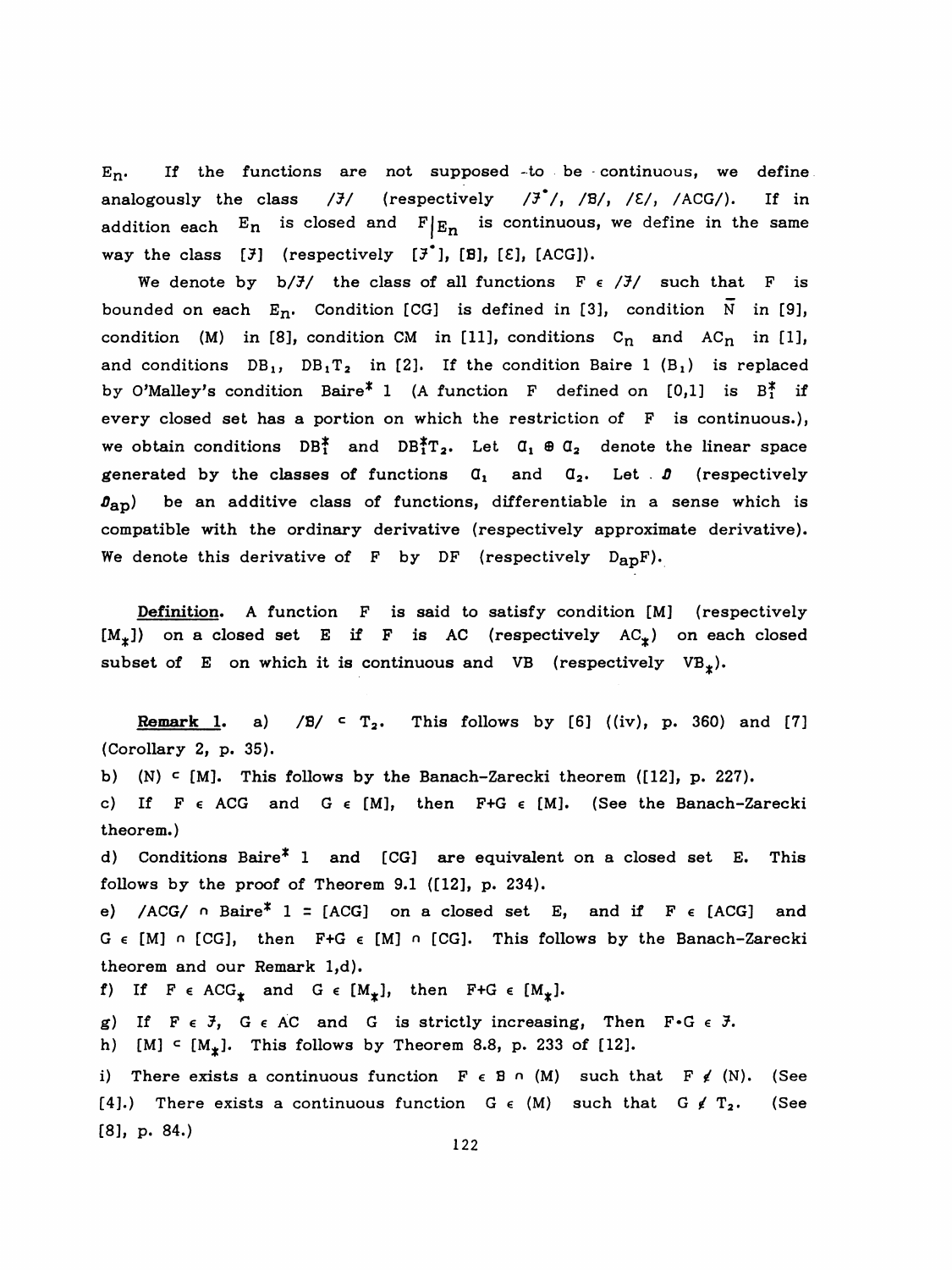$E_n$. If the functions are not supposed to be continuous, we define analogously the class $/\mathcal{F}/$ (respectively $/\mathcal{F}^*/$, $/\mathcal{B}/$, $/\mathcal{E}/$, $/ACG/$). If in addition each $E_n$ is closed and $F|_{E_n}$ is continuous, we define in the same way the class $[\mathcal{F}]$ (respectively $[\mathcal{F}^*]$, $[\mathcal{B}]$, $[\mathcal{E}]$, $[ACG]$).

We denote by $b/\mathcal{F}/$ the class of all functions $F \in /\mathcal{F}/$ such that $F$ is bounded on each $E_n$. Condition $[CG]$ is defined in [3], condition $\bar{N}$ in [9], condition (M) in [8], condition CM in [11], conditions $C_n$ and $AC_n$ in [1], and conditions $DB_1$, $DB_1T_2$ in [2]. If the condition Baire 1 ($B_1$) is replaced by O'Malley's condition Baire* 1 (A function $F$ defined on $[0,1]$ is $B_1^*$ if every closed set has a portion on which the restriction of $F$ is continuous.), we obtain conditions $DB_1^*$ and $DB_1^*T_2$. Let $\mathcal{A}_1 \oplus \mathcal{A}_2$ denote the linear space generated by the classes of functions $\mathcal{A}_1$ and $\mathcal{A}_2$. Let $\mathcal{D}$ (respectively $\mathcal{D}_{ap}$) be an additive class of functions, differentiable in a sense which is compatible with the ordinary derivative (respectively approximate derivative). We denote this derivative of $F$ by $DF$ (respectively $D_{ap}F$).

**Definition.** A function $F$ is said to satisfy condition $[M]$ (respectively $[M_*]$) on a closed set $E$ if $F$ is AC (respectively $AC_*$) on each closed subset of $E$ on which it is continuous and VB (respectively $VB_*$).

**Remark 1.** a) $/\mathcal{B}/ \subset T_2$. This follows by [6] ((iv), p. 360) and [7] (Corollary 2, p. 35).

b) $(N) \subset [M]$. This follows by the Banach-Zarecki theorem ([12], p. 227).

c) If $F \in ACG$ and $G \in [M]$, then $F+G \in [M]$. (See the Banach-Zarecki theorem.)

d) Conditions Baire* 1 and $[CG]$ are equivalent on a closed set $E$. This follows by the proof of Theorem 9.1 ([12], p. 234).

e) $/ACG/ \cap$ Baire* 1 $= [ACG]$ on a closed set $E$, and if $F \in [ACG]$ and $G \in [M] \cap [CG]$, then $F+G \in [M] \cap [CG]$. This follows by the Banach-Zarecki theorem and our Remark 1,d).

f) If $F \in ACG_*$ and $G \in [M_*]$, then $F+G \in [M_*]$.

g) If $F \in \mathcal{F}$, $G \in AC$ and $G$ is strictly increasing, Then $F \circ G \in \mathcal{F}$.

h) $[M] \subset [M_*]$. This follows by Theorem 8.8, p. 233 of [12].

i) There exists a continuous function $F \in \mathcal{B} \cap (M)$ such that $F \notin (N)$. (See [4].) There exists a continuous function $G \in (M)$ such that $G \notin T_2$. (See [8], p. 84.)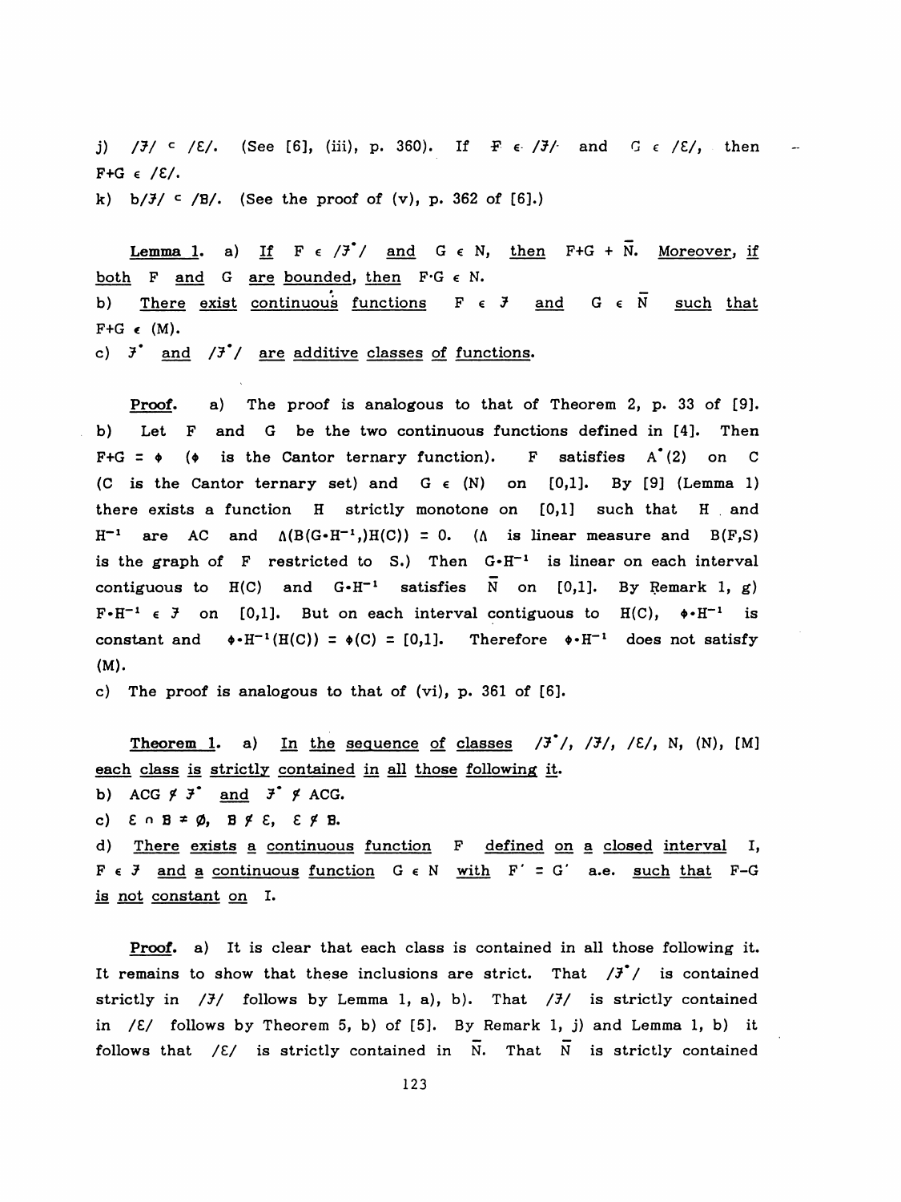j) $/\mathcal{F}/ \subset /\mathcal{E}/$. (See [6], (iii), p. 360). If $F \in /\mathcal{F}/$ and $G \in /\mathcal{E}/$, then $F+G \in /\mathcal{E}/$.

k) $b/\mathcal{F}/ \subset /\mathcal{B}/$. (See the proof of (v), p. 362 of [6].)

**Lemma 1.** a) *If $F \in /\mathcal{F}^*/$ and $G \in N$, then $F+G + \bar{N}$. Moreover, if both $F$ and $G$ are bounded, then $F \cdot G \in N$.*

b) *There exist continuous functions $F \in \mathcal{F}$ and $G \in \bar{N}$ such that $F+G \notin (M)$.*

c) *$\mathcal{F}^*$ and $/\mathcal{F}^*/$ are additive classes of functions.*

**Proof.** a) The proof is analogous to that of Theorem 2, p. 33 of [9].

b) Let $F$ and $G$ be the two continuous functions defined in [4]. Then $F+G = \phi$ ($\phi$ is the Cantor ternary function). $F$ satisfies $A^*(2)$ on $C$ ($C$ is the Cantor ternary set) and $G \in (N)$ on $[0,1]$. By [9] (Lemma 1) there exists a function $H$ strictly monotone on $[0,1]$ such that $H$ and $H^{-1}$ are AC and $\Lambda(B(G \circ H^{-1},)H(C)) = 0$. ($\Lambda$ is linear measure and $B(F,S)$ is the graph of $F$ restricted to $S$.) Then $G \circ H^{-1}$ is linear on each interval contiguous to $H(C)$ and $G \circ H^{-1}$ satisfies $\bar{N}$ on $[0,1]$. By Remark 1, g) $F \circ H^{-1} \in \mathcal{F}$ on $[0,1]$. But on each interval contiguous to $H(C)$, $\phi \circ H^{-1}$ is constant and $\phi \circ H^{-1}(H(C)) = \phi(C) = [0,1]$. Therefore $\phi \circ H^{-1}$ does not satisfy (M).

c) The proof is analogous to that of (vi), p. 361 of [6].

**Theorem 1.** a) *In the sequence of classes $/\mathcal{F}^*/$, $/\mathcal{F}/$, $/\mathcal{E}/$, $N$, $(N)$, $[M]$ each class is strictly contained in all those following it.*

b) *$ACG \not\subset \mathcal{F}^*$ and $\mathcal{F}^* \not\subset ACG$.*

c) *$\mathcal{E} \cap \mathcal{B} \neq \emptyset$, $\mathcal{B} \not\subset \mathcal{E}$, $\mathcal{E} \not\subset \mathcal{B}$.*

d) *There exists a continuous function $F$ defined on a closed interval $I$, $F \in \mathcal{F}$ and a continuous function $G \in N$ with $F' = G'$ a.e. such that $F-G$ is not constant on $I$.*

**Proof.** a) It is clear that each class is contained in all those following it. It remains to show that these inclusions are strict. That $/\mathcal{F}^*/$ is contained strictly in $/\mathcal{F}/$ follows by Lemma 1, a), b). That $/\mathcal{F}/$ is strictly contained in $/\mathcal{E}/$ follows by Theorem 5, b) of [5]. By Remark 1, j) and Lemma 1, b) it follows that $/\mathcal{E}/$ is strictly contained in $\bar{N}$. That $\bar{N}$ is strictly contained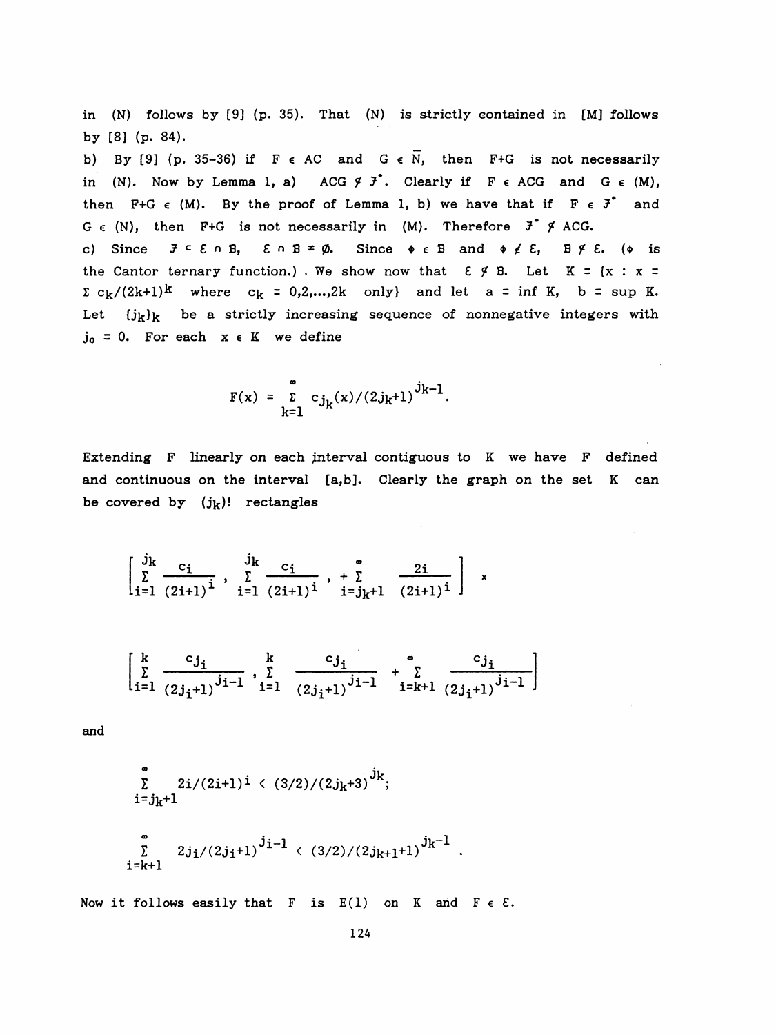in (N) follows by [9] (p. 35). That (N) is strictly contained in [M] follows by [8] (p. 84).

b) By [9] (p. 35-36) if $F \in AC$ and $G \in \overline{N}$, then $F+G$ is not necessarily in (N). Now by Lemma 1, a) $ACG \not\subset \mathcal{F}^{\bullet}$. Clearly if $F \in ACG$ and $G \in (M)$, then $F+G \in (M)$. By the proof of Lemma 1, b) we have that if $F \in \mathcal{F}^{\bullet}$ and $G \in (N)$, then $F+G$ is not necessarily in (M). Therefore $\mathcal{F}^{\bullet} \not\subset ACG$.

c) Since $\mathcal{F} \subset \mathcal{E} \cap \mathcal{B}$, $\mathcal{E} \cap \mathcal{B} \neq \emptyset$. Since $\phi \in \mathcal{B}$ and $\phi \notin \mathcal{E}$, $\mathcal{B} \not\subset \mathcal{E}$. ($\phi$ is the Cantor ternary function.) We show now that $\mathcal{E} \not\subset \mathcal{B}$. Let $K = \{x : x = \Sigma\, c_k/(2k+1)^k$ where $c_k = 0,2,\ldots,2k$ only$\}$ and let $a = \inf K$, $b = \sup K$. Let $\{j_k\}_k$ be a strictly increasing sequence of nonnegative integers with $j_0 = 0$. For each $x \in K$ we define

$$F(x) = \sum_{k=1}^{\infty} c_{j_k}(x)/(2j_k+1)^{j_{k-1}}.$$

Extending $F$ linearly on each interval contiguous to $K$ we have $F$ defined and continuous on the interval $[a,b]$. Clearly the graph on the set $K$ can be covered by $(j_k)!$ rectangles

$$\left[\sum_{i=1}^{j_k} \frac{c_i}{(2i+1)^i},\ \sum_{i=1}^{j_k} \frac{c_i}{(2i+1)^i},\ + \sum_{i=j_k+1}^{\infty} \frac{2i}{(2i+1)^i}\right] \times$$

$$\left[\sum_{i=1}^{k} \frac{c_{j_i}}{(2j_i+1)^{j_{i-1}}},\ \sum_{i=1}^{k} \frac{c_{j_i}}{(2j_i+1)^{j_{i-1}}}\ + \sum_{i=k+1}^{\infty} \frac{c_{j_i}}{(2j_i+1)^{j_{i-1}}}\right]$$

and

$$\sum_{i=j_k+1}^{\infty} 2i/(2i+1)^i < (3/2)/(2j_k+3)^{j_k};$$

$$\sum_{i=k+1}^{\infty} 2j_i/(2j_i+1)^{j_{i-1}} < (3/2)/(2j_{k+1}+1)^{j_k-1}.$$

Now it follows easily that $F$ is $E(1)$ on $K$ and $F \in \mathcal{E}$.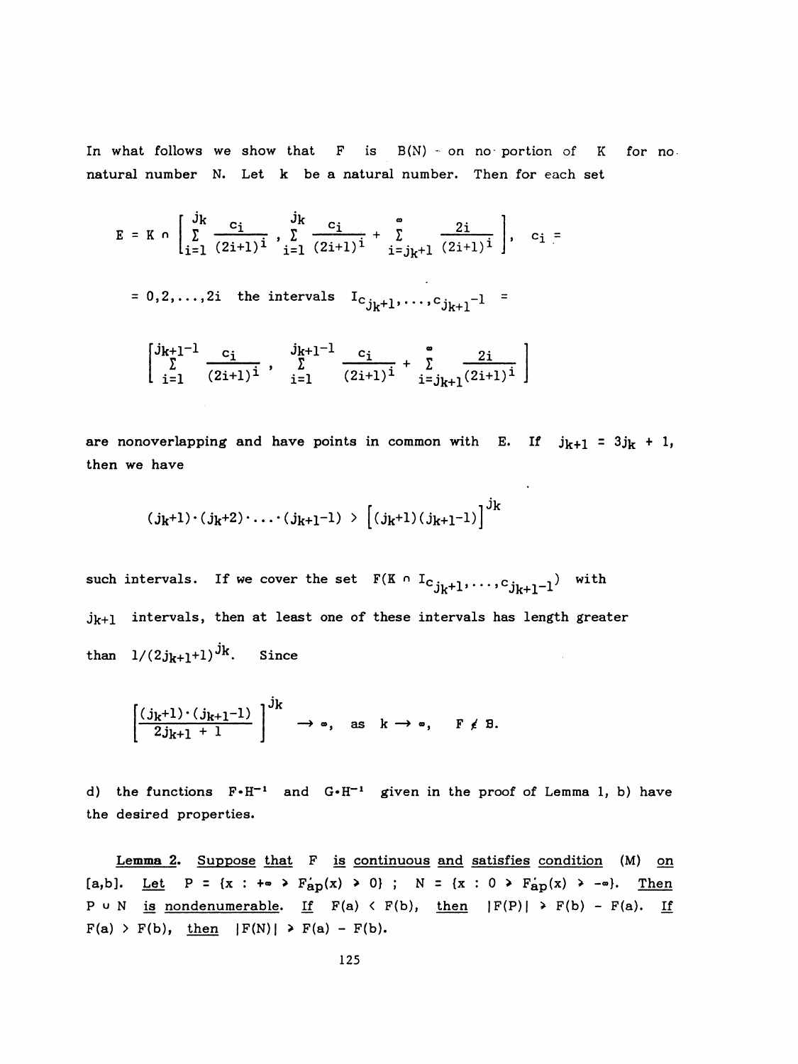In what follows we show that $F$ is $B(N)$ on no portion of $K$ for no natural number $N$. Let $k$ be a natural number. Then for each set

$$E = K \cap \left[\sum_{i=1}^{j_k} \frac{c_i}{(2i+1)^i}, \sum_{i=1}^{j_k} \frac{c_i}{(2i+1)^i} + \sum_{i=j_k+1}^{\infty} \frac{2i}{(2i+1)^i}\right], \quad c_i =$$

$= 0,2,\ldots,2i$ the intervals $I_{c_{j_k+1},\ldots,c_{j_{k+1}-1}} =$

$$\left[\sum_{i=1}^{j_{k+1}-1} \frac{c_i}{(2i+1)^i}, \sum_{i=1}^{j_{k+1}-1} \frac{c_i}{(2i+1)^i} + \sum_{i=j_{k+1}}^{\infty} \frac{2i}{(2i+1)^i}\right]$$

are nonoverlapping and have points in common with $E$. If $j_{k+1} = 3j_k + 1$, then we have

$$(j_k+1)\cdot(j_k+2)\cdot\ldots\cdot(j_{k+1}-1) > \left[(j_k+1)(j_{k+1}-1)\right]^{j_k}$$

such intervals. If we cover the set $F(K \cap I_{c_{j_k+1},\ldots,c_{j_{k+1}-1}})$ with $j_{k+1}$ intervals, then at least one of these intervals has length greater than $1/(2j_{k+1}+1)^{j_k}$. Since

$$\left[\frac{(j_k+1)\cdot(j_{k+1}-1)}{2j_{k+1}+1}\right]^{j_k} \to \infty, \quad \text{as } k \to \infty, \quad F \notin B.$$

d) the functions $F \circ H^{-1}$ and $G \circ H^{-1}$ given in the proof of Lemma 1, b) have the desired properties.

**Lemma 2.** Suppose that $F$ is continuous and satisfies condition $(M)$ on $[a,b]$. Let $P = \{x : +\infty > F'_{ap}(x) > 0\}$ ; $N = \{x : 0 > F'_{ap}(x) > -\infty\}$. Then $P \cup N$ is nondenumerable. If $F(a) < F(b)$, then $|F(P)| \geq F(b) - F(a)$. If $F(a) > F(b)$, then $|F(N)| \geq F(a) - F(b)$.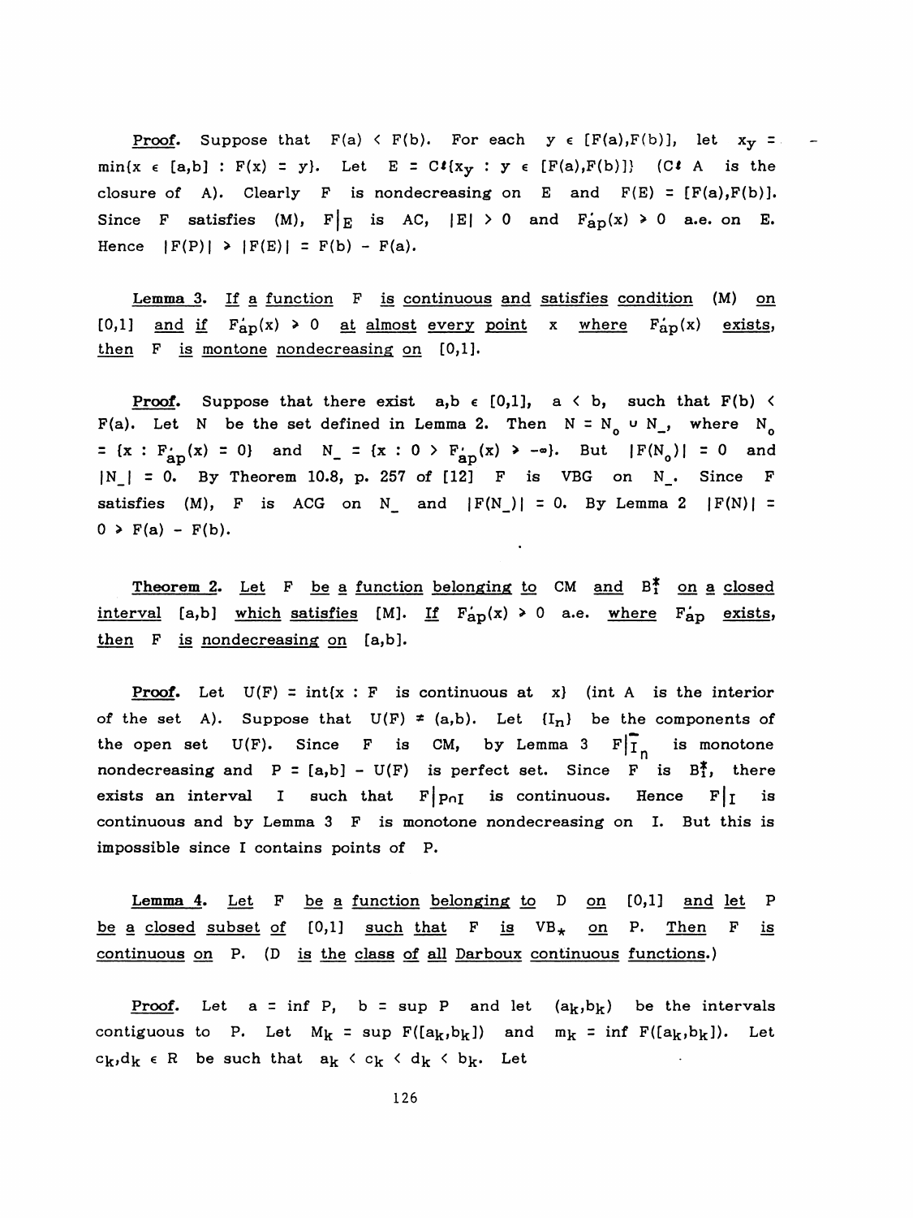**Proof.** Suppose that $F(a) < F(b)$. For each $y \in [F(a),F(b)]$, let $x_y = \min\{x \in [a,b] : F(x) = y\}$. Let $E = Cl\{x_y : y \in [F(a),F(b)]\}$ ($Cl\ A$ is the closure of $A$). Clearly $F$ is nondecreasing on $E$ and $F(E) = [F(a),F(b)]$. Since $F$ satisfies (M), $F|_E$ is AC, $|E| > 0$ and $F'_{ap}(x) > 0$ a.e. on $E$. Hence $|F(P)| \geq |F(E)| = F(b) - F(a)$.

**Lemma 3.** *If a function $F$ is continuous and satisfies condition (M) on $[0,1]$ and if $F'_{ap}(x) \geq 0$ at almost every point $x$ where $F'_{ap}(x)$ exists, then $F$ is montone nondecreasing on $[0,1]$.*

**Proof.** Suppose that there exist $a,b \in [0,1]$, $a < b$, such that $F(b) < F(a)$. Let $N$ be the set defined in Lemma 2. Then $N = N_o \cup N_-$, where $N_o = \{x : F'_{ap}(x) = 0\}$ and $N_- = \{x : 0 > F'_{ap}(x) > -\infty\}$. But $|F(N_o)| = 0$ and $|N_-| = 0$. By Theorem 10.8, p. 257 of [12] $F$ is VBG on $N_-$. Since $F$ satisfies (M), $F$ is ACG on $N_-$ and $|F(N_-)| = 0$. By Lemma 2 $|F(N)| = 0 \geq F(a) - F(b)$.

**Theorem 2.** *Let $F$ be a function belonging to CM and $B_1^*$ on a closed interval $[a,b]$ which satisfies [M]. If $F'_{ap}(x) \geq 0$ a.e. where $F'_{ap}$ exists, then $F$ is nondecreasing on $[a,b]$.*

**Proof.** Let $U(F) = \text{int}\{x : F$ is continuous at $x\}$ (int $A$ is the interior of the set $A$). Suppose that $U(F) \neq (a,b)$. Let $\{I_n\}$ be the components of the open set $U(F)$. Since $F$ is CM, by Lemma 3 $F|_{\bar{I}_n}$ is monotone nondecreasing and $P = [a,b] - U(F)$ is perfect set. Since $F$ is $B_1^*$, there exists an interval $I$ such that $F|_{P \cap I}$ is continuous. Hence $F|_I$ is continuous and by Lemma 3 $F$ is monotone nondecreasing on $I$. But this is impossible since I contains points of $P$.

**Lemma 4.** *Let $F$ be a function belonging to D on $[0,1]$ and let $P$ be a closed subset of $[0,1]$ such that $F$ is $VB_*$ on $P$. Then $F$ is continuous on $P$. (D is the class of all Darboux continuous functions.)*

**Proof.** Let $a = \inf P$, $b = \sup P$ and let $(a_k,b_k)$ be the intervals contiguous to $P$. Let $M_k = \sup F([a_k,b_k])$ and $m_k = \inf F([a_k,b_k])$. Let $c_k,d_k \in R$ be such that $a_k < c_k < d_k < b_k$. Let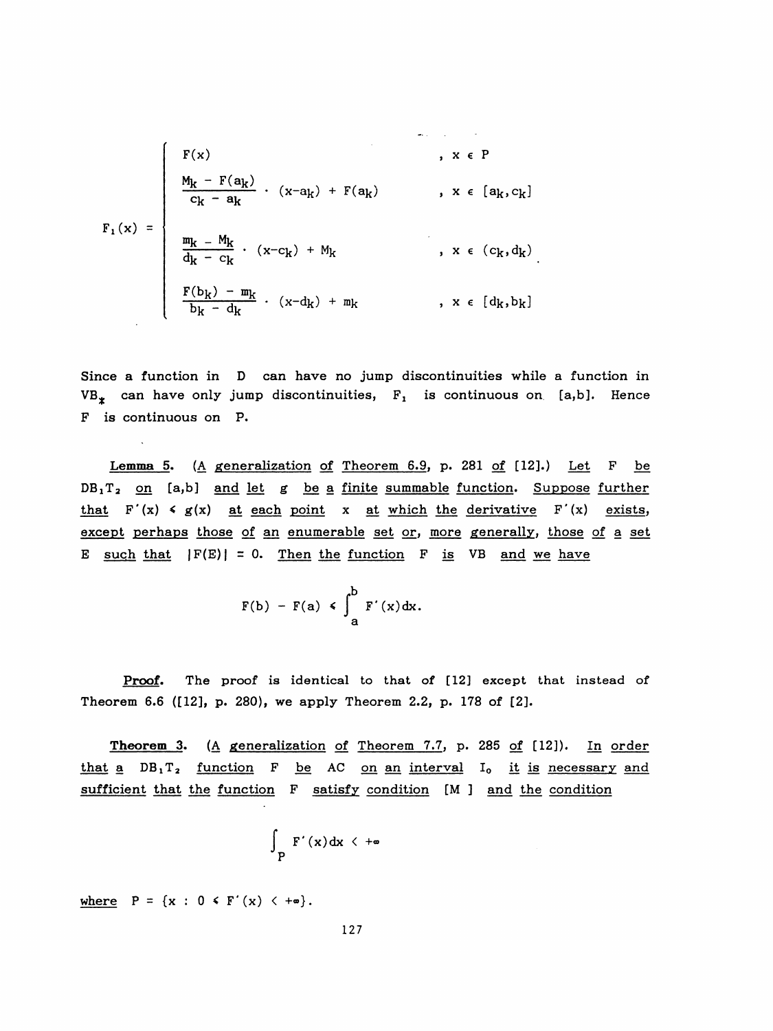$$F_1(x) = \begin{cases} F(x) & , x \in P \\ \dfrac{M_k - F(a_k)}{c_k - a_k} \cdot (x - a_k) + F(a_k) & , x \in [a_k, c_k] \\ \dfrac{m_k - M_k}{d_k - c_k} \cdot (x - c_k) + M_k & , x \in (c_k, d_k) \\ \dfrac{F(b_k) - m_k}{b_k - d_k} \cdot (x - d_k) + m_k & , x \in [d_k, b_k] \end{cases}.$$

Since a function in D can have no jump discontinuities while a function in $VB_*$ can have only jump discontinuities, $F_1$ is continuous on $[a,b]$. Hence $F$ is continuous on $P$.

**Lemma 5.** (A generalization of Theorem 6.9, p. 281 of [12].) *Let $F$ be $DB_1T_2$ on $[a,b]$ and let $g$ be a finite summable function. Suppose further that $F'(x) \leq g(x)$ at each point $x$ at which the derivative $F'(x)$ exists, except perhaps those of an enumerable set or, more generally, those of a set $E$ such that $|F(E)| = 0$. Then the function $F$ is VB and we have*

$$F(b) - F(a) \leq \int_a^b F'(x)dx.$$

**Proof.** The proof is identical to that of [12] except that instead of Theorem 6.6 ([12], p. 280), we apply Theorem 2.2, p. 178 of [2].

**Theorem 3.** (A generalization of Theorem 7.7, p. 285 of [12]). *In order that a $DB_1T_2$ function $F$ be AC on an interval $I_0$ it is necessary and sufficient that the function $F$ satisfy condition [M ] and the condition*

$$\int_P F'(x)dx < +\infty$$

*where $P = \{x : 0 \leq F'(x) < +\infty\}$.*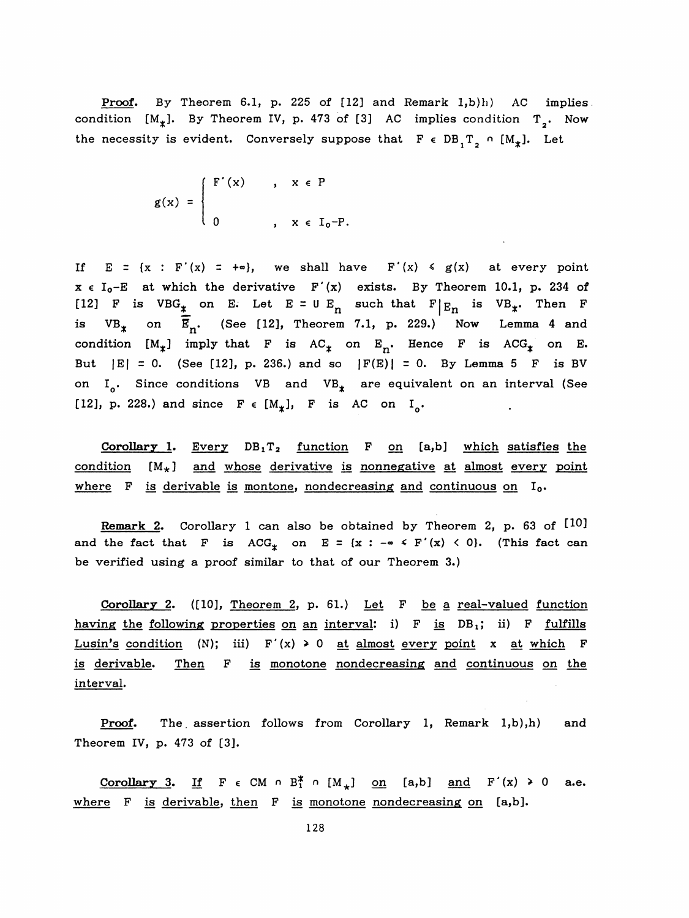<u>Proof</u>. By Theorem 6.1, p. 225 of [12] and Remark 1,b)h) AC implies condition $[M_*]$. By Theorem IV, p. 473 of [3] AC implies condition $T_2$. Now the necessity is evident. Conversely suppose that $F \in DB_1T_2 \cap [M_*]$. Let

$$g(x) = \begin{cases} F'(x) & , \ x \in P \\ 0 & , \ x \in I_0 - P. \end{cases}$$

If $E = \{x : F'(x) = +\infty\}$, we shall have $F'(x) \leq g(x)$ at every point $x \in I_0 - E$ at which the derivative $F'(x)$ exists. By Theorem 10.1, p. 234 of [12] F is $VBG_*$ on E. Let $E = \cup E_n$ such that $F|_{E_n}$ is $VB_*$. Then F is $VB_*$ on $\overline{E}_n$. (See [12], Theorem 7.1, p. 229.) Now Lemma 4 and condition $[M_*]$ imply that F is $AC_*$ on $E_n$. Hence F is $ACG_*$ on E. But $|E| = 0$. (See [12], p. 236.) and so $|F(E)| = 0$. By Lemma 5 F is BV on $I_0$. Since conditions VB and $VB_*$ are equivalent on an interval (See [12], p. 228.) and since $F \in [M_*]$, F is AC on $I_0$.

<u>Corollary 1</u>. <u>Every $DB_1T_2$ function F on [a,b] which satisfies the condition $[M_*]$ and whose derivative is nonnegative at almost every point where F is derivable is montone, nondecreasing and continuous on $I_0$.</u>

<u>Remark 2</u>. Corollary 1 can also be obtained by Theorem 2, p. 63 of [10] and the fact that F is $ACG_*$ on $E = \{x : -\infty < F'(x) < 0\}$. (This fact can be verified using a proof similar to that of our Theorem 3.)

<u>Corollary 2</u>. ([10], <u>Theorem 2, p. 61.</u>) <u>Let F be a real-valued function having the following properties on an interval: i) F is $DB_1$; ii) F fulfills Lusin's condition (N); iii) $F'(x) \geq 0$ at almost every point x at which F is derivable. Then F is monotone nondecreasing and continuous on the interval.</u>

<u>Proof</u>. The assertion follows from Corollary 1, Remark 1,b),h) and Theorem IV, p. 473 of [3].

<u>Corollary 3</u>. <u>If $F \in CM \cap B_1^* \cap [M_*]$ on [a,b] and</u> $F'(x) \geq 0$ a.e. <u>where F is derivable, then F is monotone nondecreasing on [a,b].</u>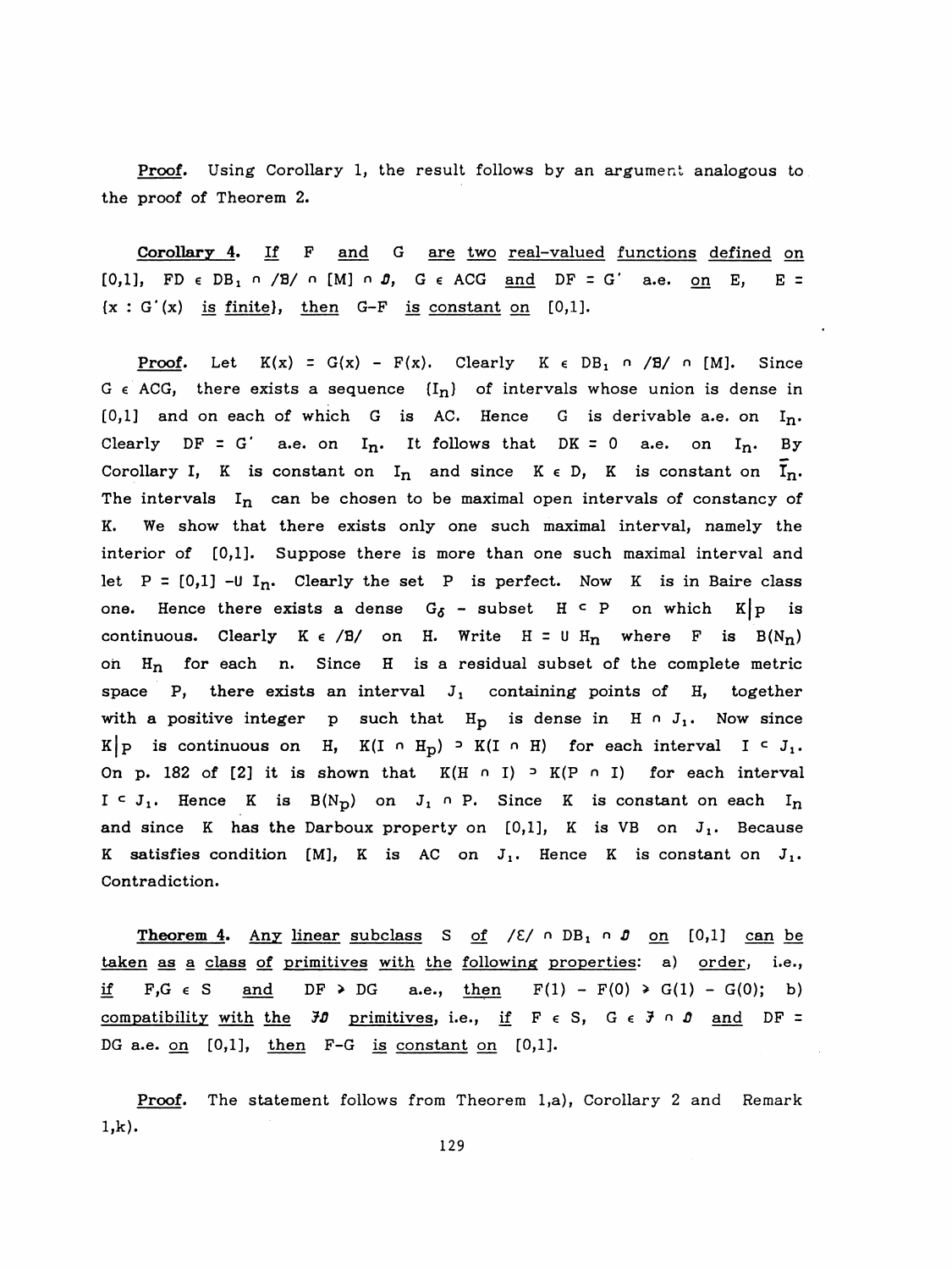**Proof.** Using Corollary 1, the result follows by an argument analogous to the proof of Theorem 2.

**Corollary 4.** _If F and G are two real-valued functions defined on_ $[0,1]$, $FD \in DB_1 \cap /B/ \cap [M] \cap \mathcal{D}$, $G \in ACG$ _and_ $DF = G'$ _a.e. on_ $E$, $E = \{x : G'(x)$ _is finite_$\}$, _then_ $G-F$ _is constant on_ $[0,1]$.

**Proof.** Let $K(x) = G(x) - F(x)$. Clearly $K \in DB_1 \cap /B/ \cap [M]$. Since $G \in ACG$, there exists a sequence $\{I_n\}$ of intervals whose union is dense in $[0,1]$ and on each of which $G$ is AC. Hence $G$ is derivable a.e. on $I_n$. Clearly $DF = G'$ a.e. on $I_n$. It follows that $DK = 0$ a.e. on $I_n$. By Corollary I, $K$ is constant on $I_n$ and since $K \in D$, $K$ is constant on $\bar{I}_n$. The intervals $I_n$ can be chosen to be maximal open intervals of constancy of K. We show that there exists only one such maximal interval, namely the interior of $[0,1]$. Suppose there is more than one such maximal interval and let $P = [0,1] - \cup I_n$. Clearly the set $P$ is perfect. Now $K$ is in Baire class one. Hence there exists a dense $G_\delta$ - subset $H \subset P$ on which $K|P$ is continuous. Clearly $K \in /B/$ on $H$. Write $H = \cup H_n$ where $F$ is $B(N_n)$ on $H_n$ for each $n$. Since $H$ is a residual subset of the complete metric space $P$, there exists an interval $J_1$ containing points of $H$, together with a positive integer $p$ such that $H_p$ is dense in $H \cap J_1$. Now since $K|P$ is continuous on $H$, $K(I \cap H_p) \supset K(I \cap H)$ for each interval $I \subset J_1$. On p. 182 of [2] it is shown that $K(H \cap I) \supset K(P \cap I)$ for each interval $I \subset J_1$. Hence $K$ is $B(N_p)$ on $J_1 \cap P$. Since $K$ is constant on each $I_n$ and since $K$ has the Darboux property on $[0,1]$, $K$ is VB on $J_1$. Because $K$ satisfies condition [M], $K$ is AC on $J_1$. Hence $K$ is constant on $J_1$. Contradiction.

**Theorem 4.** _Any linear subclass_ $S$ _of_ $/\mathcal{E}/ \cap DB_1 \cap \mathcal{D}$ _on_ $[0,1]$ _can be taken as a class of primitives with the following properties:_ a) _order_, i.e., _if_ $F,G \in S$ _and_ $DF \geq DG$ _a.e., then_ $F(1) - F(0) \geq G(1) - G(0)$; b) _compatibility with the_ $\mathcal{J}\mathcal{D}$ _primitives_, i.e., _if_ $F \in S$, $G \in \mathcal{J} \cap \mathcal{D}$ _and_ $DF = DG$ a.e. _on_ $[0,1]$, _then_ $F-G$ _is constant on_ $[0,1]$.

**Proof.** The statement follows from Theorem 1,a), Corollary 2 and Remark 1,k).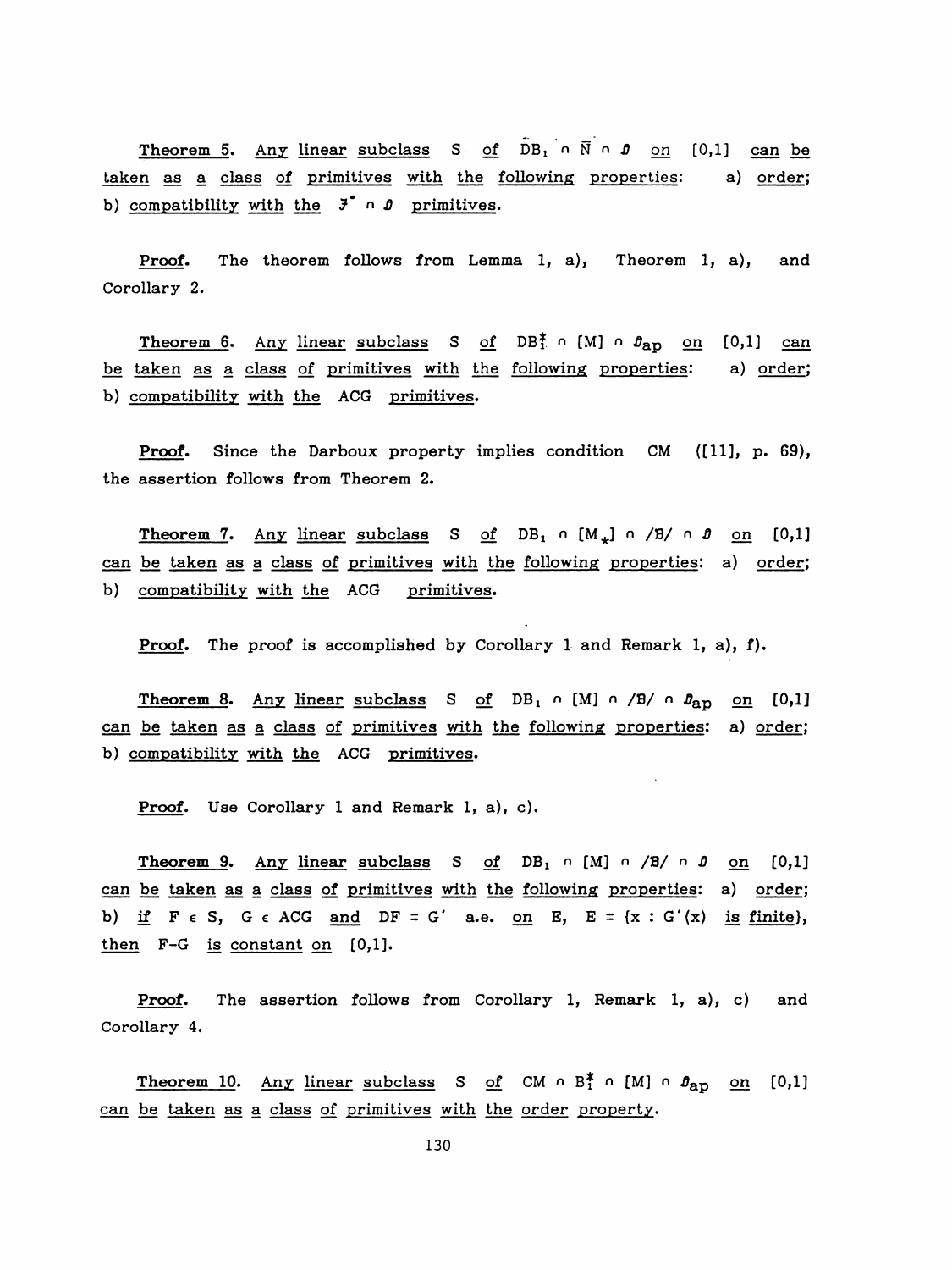**Theorem 5.** *Any linear subclass* $S$ *of* $\bar{DB}_1 \cap \bar{N} \cap \mathcal{D}$ *on* $[0,1]$ *can be taken as a class of primitives with the following properties:* a) *order;* b) *compatibility with the* $\mathcal{F}^{*} \cap \mathcal{D}$ *primitives.*

**Proof.** The theorem follows from Lemma 1, a), Theorem 1, a), and Corollary 2.

**Theorem 6.** *Any linear subclass* $S$ *of* $DB_1^{*} \cap [M] \cap \mathcal{D}_{ap}$ *on* $[0,1]$ *can be taken as a class of primitives with the following properties:* a) *order;* b) *compatibility with the* ACG *primitives.*

**Proof.** Since the Darboux property implies condition CM ([11], p. 69), the assertion follows from Theorem 2.

**Theorem 7.** *Any linear subclass* $S$ *of* $DB_1 \cap [M_{*}] \cap /B/ \cap \mathcal{D}$ *on* $[0,1]$ *can be taken as a class of primitives with the following properties:* a) *order;* b) *compatibility with the* ACG *primitives.*

**Proof.** The proof is accomplished by Corollary 1 and Remark 1, a), f).

**Theorem 8.** *Any linear subclass* $S$ *of* $DB_1 \cap [M] \cap /B/ \cap \mathcal{D}_{ap}$ *on* $[0,1]$ *can be taken as a class of primitives with the following properties:* a) *order;* b) *compatibility with the* ACG *primitives.*

**Proof.** Use Corollary 1 and Remark 1, a), c).

**Theorem 9.** *Any linear subclass* $S$ *of* $DB_1 \cap [M] \cap /B/ \cap \mathcal{D}$ *on* $[0,1]$ *can be taken as a class of primitives with the following properties:* a) *order;* b) *if* $F \in S$, $G \in$ ACG *and* $DF = G'$ *a.e. on* $E$, $E = \{x : G'(x)$ *is finite*$\}$, *then* $F-G$ *is constant on* $[0,1]$.

**Proof.** The assertion follows from Corollary 1, Remark 1, a), c) and Corollary 4.

**Theorem 10.** *Any linear subclass* $S$ *of* $CM \cap B_1^{*} \cap [M] \cap \mathcal{D}_{ap}$ *on* $[0,1]$ *can be taken as a class of primitives with the order property.*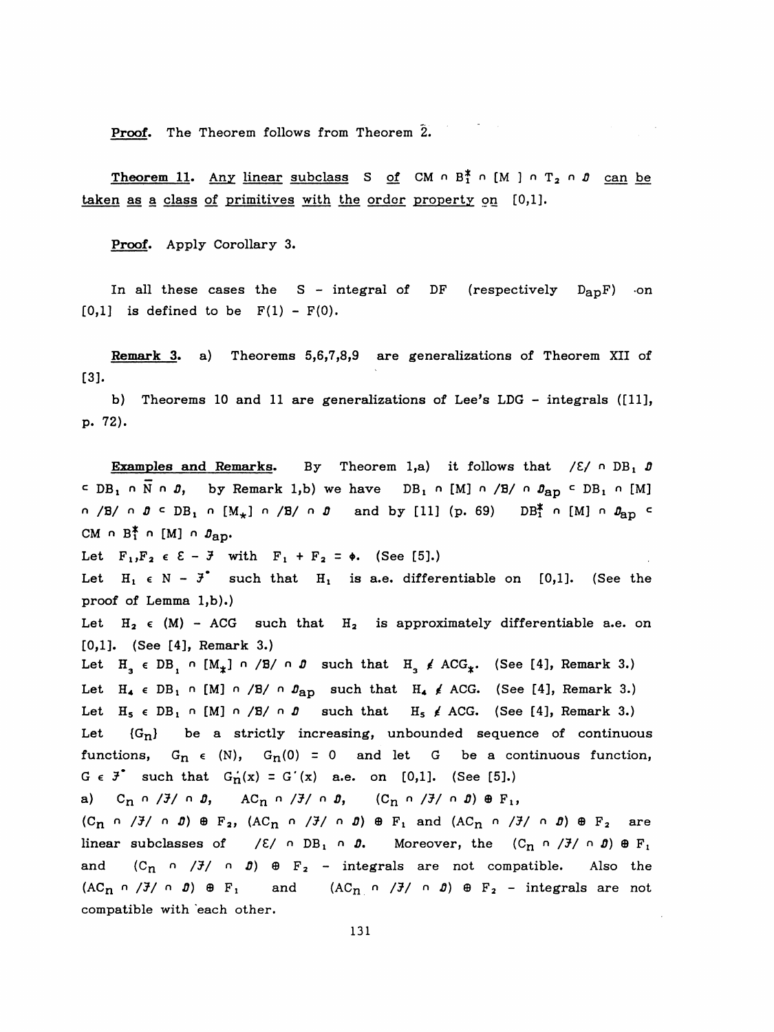**Proof.** The Theorem follows from Theorem 2.

**Theorem 11.** Any linear subclass $S$ of $CM \cap B_1^* \cap [M] \cap T_2 \cap \mathcal{D}$ can be taken as a class of primitives with the order property on $[0,1]$.

**Proof.** Apply Corollary 3.

In all these cases the $S$ - integral of $DF$ (respectively $D_{ap}F$) on $[0,1]$ is defined to be $F(1) - F(0)$.

**Remark 3.** a) Theorems 5,6,7,8,9 are generalizations of Theorem XII of [3].

b) Theorems 10 and 11 are generalizations of Lee's LDG - integrals ([11], p. 72).

**Examples and Remarks.** By Theorem 1,a) it follows that $/\mathcal{E}/ \cap DB_1 \mathcal{D} \subset DB_1 \cap \bar{N} \cap \mathcal{D}$, by Remark 1,b) we have $DB_1 \cap [M] \cap /\mathcal{B}/ \cap \mathcal{D}_{ap} \subset DB_1 \cap [M] \cap /\mathcal{B}/ \cap \mathcal{D} \subset DB_1 \cap [M_*] \cap /\mathcal{B}/ \cap \mathcal{D}$ and by [11] (p. 69) $DB_1^* \cap [M] \cap \mathcal{D}_{ap} \subset CM \cap B_1^* \cap [M] \cap \mathcal{D}_{ap}$.

Let $F_1, F_2 \in \mathcal{E} - \mathcal{F}$ with $F_1 + F_2 = \Phi$. (See [5].)

Let $H_1 \in N - \mathcal{F}^*$ such that $H_1$ is a.e. differentiable on $[0,1]$. (See the proof of Lemma 1,b).)

Let $H_2 \in (M) - ACG$ such that $H_2$ is approximately differentiable a.e. on $[0,1]$. (See [4], Remark 3.)

Let $H_3 \in DB_1 \cap [M_*] \cap /\mathcal{B}/ \cap \mathcal{D}$ such that $H_3 \notin ACG_*$. (See [4], Remark 3.)

Let $H_4 \in DB_1 \cap [M] \cap /\mathcal{B}/ \cap \mathcal{D}_{ap}$ such that $H_4 \notin ACG$. (See [4], Remark 3.)

Let $H_5 \in DB_1 \cap [M] \cap /\mathcal{B}/ \cap \mathcal{D}$ such that $H_5 \notin ACG$. (See [4], Remark 3.)

Let $\{G_n\}$ be a strictly increasing, unbounded sequence of continuous functions, $G_n \in (N)$, $G_n(0) = 0$ and let $G$ be a continuous function, $G \in \mathcal{F}^*$ such that $G_n'(x) = G'(x)$ a.e. on $[0,1]$. (See [5].)

a) $C_n \cap /\mathcal{F}/ \cap \mathcal{D}$, $AC_n \cap /\mathcal{F}/ \cap \mathcal{D}$, $(C_n \cap /\mathcal{F}/ \cap \mathcal{D}) \oplus F_1$, $(C_n \cap /\mathcal{F}/ \cap \mathcal{D}) \oplus F_2$, $(AC_n \cap /\mathcal{F}/ \cap \mathcal{D}) \oplus F_1$ and $(AC_n \cap /\mathcal{F}/ \cap \mathcal{D}) \oplus F_2$ are linear subclasses of $/\mathcal{E}/ \cap DB_1 \cap \mathcal{D}$. Moreover, the $(C_n \cap /\mathcal{F}/ \cap \mathcal{D}) \oplus F_1$ and $(C_n \cap /\mathcal{F}/ \cap \mathcal{D}) \oplus F_2$ - integrals are not compatible. Also the $(AC_n \cap /\mathcal{F}/ \cap \mathcal{D}) \oplus F_1$ and $(AC_n \cap /\mathcal{F}/ \cap \mathcal{D}) \oplus F_2$ - integrals are not compatible with each other.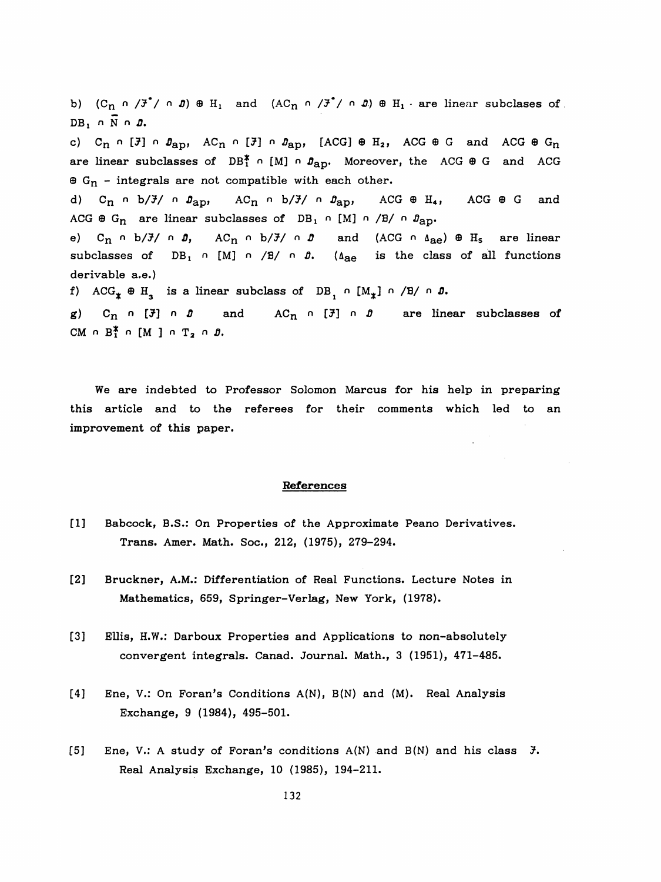b) $(C_n \cap /\mathcal{F}^{\bullet}/ \cap \mathcal{D}) \oplus H_1$ and $(AC_n \cap /\mathcal{F}^{\bullet}/ \cap \mathcal{D}) \oplus H_1$ are linear subclases of $DB_1 \cap \overline{N} \cap \mathcal{D}$.

c) $C_n \cap [\mathcal{F}] \cap \mathcal{D}_{ap}$, $AC_n \cap [\mathcal{F}] \cap \mathcal{D}_{ap}$, $[ACG] \oplus H_2$, $ACG \oplus G$ and $ACG \oplus G_n$ are linear subclasses of $DB_1^* \cap [M] \cap \mathcal{D}_{ap}$. Moreover, the $ACG \oplus G$ and $ACG \oplus G_n$ - integrals are not compatible with each other.

d) $C_n \cap b/\mathcal{F}/ \cap \mathcal{D}_{ap}$, $AC_n \cap b/\mathcal{F}/ \cap \mathcal{D}_{ap}$, $ACG \oplus H_4$, $ACG \oplus G$ and $ACG \oplus G_n$ are linear subclasses of $DB_1 \cap [M] \cap /B/ \cap \mathcal{D}_{ap}$.

e) $C_n \cap b/\mathcal{F}/ \cap \mathcal{D}$, $AC_n \cap b/\mathcal{F}/ \cap \mathcal{D}$ and $(ACG \cap \Delta_{ae}) \oplus H_5$ are linear subclasses of $DB_1 \cap [M] \cap /B/ \cap \mathcal{D}$. ($\Delta_{ae}$ is the class of all functions derivable a.e.)

f) $ACG_* \oplus H_3$ is a linear subclass of $DB_1 \cap [M_*] \cap /B/ \cap \mathcal{D}$.

g) $C_n \cap [\mathcal{F}] \cap \mathcal{D}$ and $AC_n \cap [\mathcal{F}] \cap \mathcal{D}$ are linear subclasses of $CM \cap B_1^* \cap [M] \cap T_2 \cap \mathcal{D}$.

We are indebted to Professor Solomon Marcus for his help in preparing this article and to the referees for their comments which led to an improvement of this paper.

## References

[1] Babcock, B.S.: On Properties of the Approximate Peano Derivatives. Trans. Amer. Math. Soc., 212, (1975), 279-294.

[2] Bruckner, A.M.: Differentiation of Real Functions. Lecture Notes in Mathematics, 659, Springer-Verlag, New York, (1978).

[3] Ellis, H.W.: Darboux Properties and Applications to non-absolutely convergent integrals. Canad. Journal. Math., 3 (1951), 471-485.

[4] Ene, V.: On Foran's Conditions A(N), B(N) and (M). Real Analysis Exchange, 9 (1984), 495-501.

[5] Ene, V.: A study of Foran's conditions A(N) and B(N) and his class $\mathcal{F}$. Real Analysis Exchange, 10 (1985), 194-211.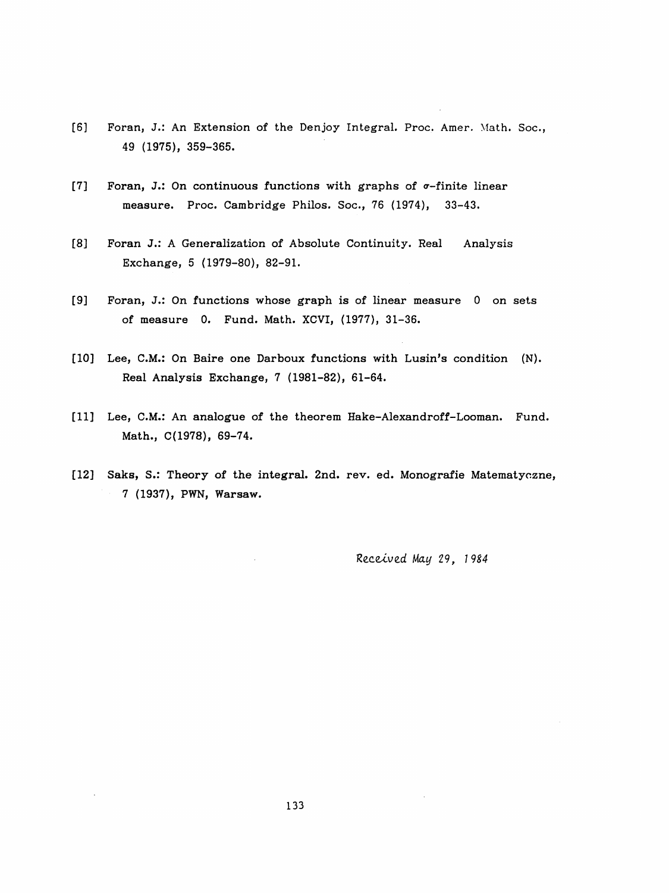[6] Foran, J.: An Extension of the Denjoy Integral. Proc. Amer. Math. Soc., 49 (1975), 359-365.

[7] Foran, J.: On continuous functions with graphs of $\sigma$-finite linear measure. Proc. Cambridge Philos. Soc., 76 (1974), 33-43.

[8] Foran J.: A Generalization of Absolute Continuity. Real Analysis Exchange, 5 (1979-80), 82-91.

[9] Foran, J.: On functions whose graph is of linear measure 0 on sets of measure 0. Fund. Math. XCVI, (1977), 31-36.

[10] Lee, C.M.: On Baire one Darboux functions with Lusin's condition (N). Real Analysis Exchange, 7 (1981-82), 61-64.

[11] Lee, C.M.: An analogue of the theorem Hake-Alexandroff-Looman. Fund. Math., C(1978), 69-74.

[12] Saks, S.: Theory of the integral. 2nd. rev. ed. Monografie Matematyczne, 7 (1937), PWN, Warsaw.

*Received May 29, 1984*